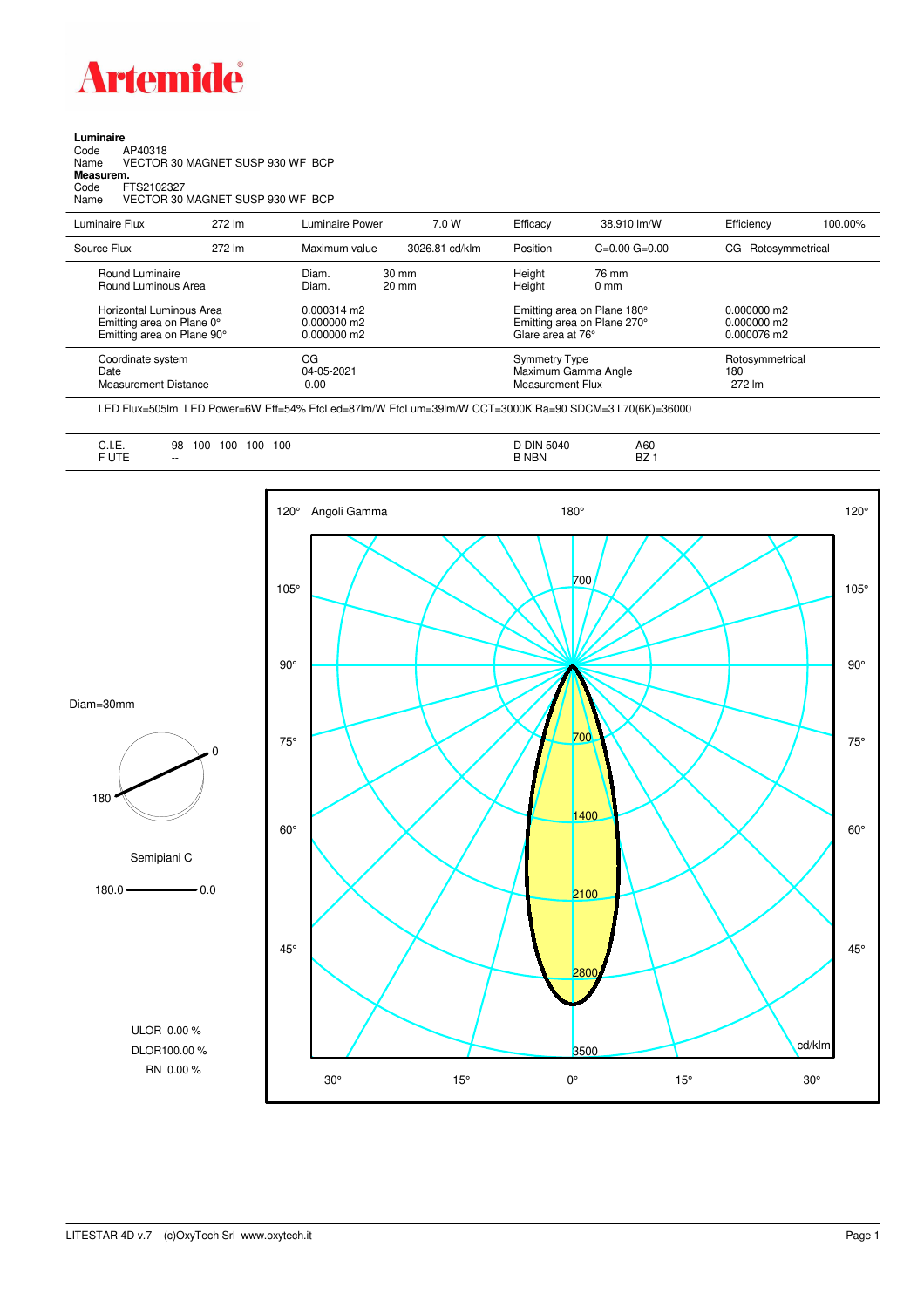Artemide

**Luminaire**

Code AP40318

Name VECTOR 30 MAGNET SUSP 930 WF BCP

**Measurem.**

Code FTS2102327

Name VECTOR 30 MAGNET SUSP 930 WF BCP

| Luminaire Flux | 272 lm | Luminaire Power | 7.0 W | Efficacy | 38.910 lm/W | Efficiency | 100.00% |
|---|---|---|---|---|---|---|---|
| Source Flux | 272 lm | Maximum value | 3026.81 cd/klm | Position | C=0.00 G=0.00 | CG Rotosymmetrical | |

| | | | | |
|---|---|---|---|---|
| Round Luminaire | Diam. 30 mm | Height 76 mm | | |
| Round Luminous Area | Diam. 20 mm | Height 0 mm | | |
| Horizontal Luminous Area | 0.000314 m2 | Emitting area on Plane 180° | 0.000000 m2 | |
| Emitting area on Plane 0° | 0.000000 m2 | Emitting area on Plane 270° | 0.000000 m2 | |
| Emitting area on Plane 90° | 0.000000 m2 | Glare area at 76° | 0.000076 m2 | |
| Coordinate system | CG | Symmetry Type | Rotosymmetrical | |
| Date | 04-05-2021 | Maximum Gamma Angle | 180 | |
| Measurement Distance | 0.00 | Measurement Flux | 272 lm | |

LED Flux=505lm LED Power=6W Eff=54% EfcLed=87lm/W EfcLum=39lm/W CCT=3000K Ra=90 SDCM=3 L70(6K)=36000

| | | | |
|---|---|---|---|
| C.I.E. | 98 100 100 100 100 | D DIN 5040 | A60 |
| F UTE | -- | B NBN | BZ 1 |

Diam=30mm

Semipiani C

180.0 — 0.0

ULOR 0.00 %

DLOR100.00 %

RN 0.00 %

Angoli Gamma

cd/klm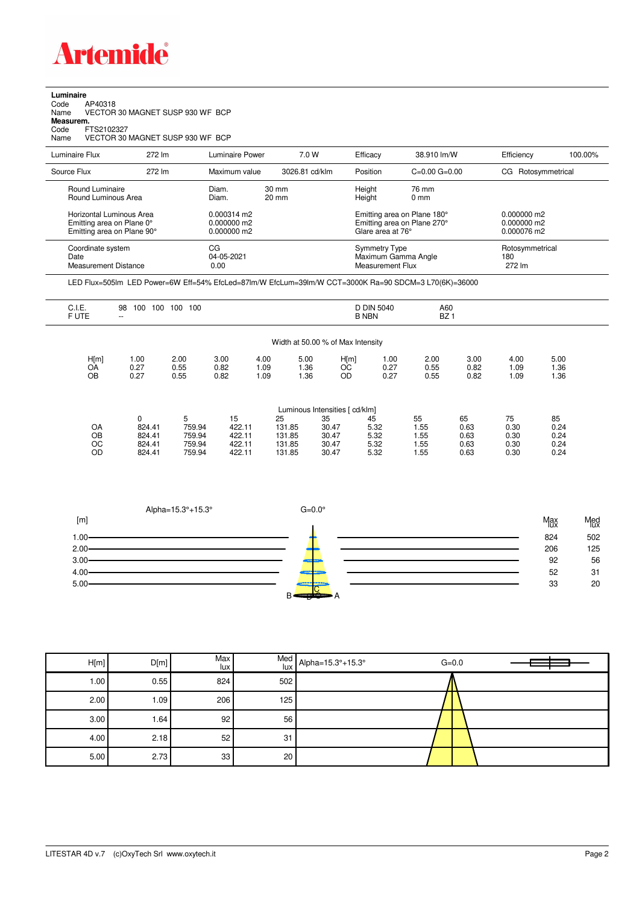**Artemide**

**Luminaire**

Code AP40318

Name VECTOR 30 MAGNET SUSP 930 WF BCP

**Measurem.**

Code FTS2102327

Name VECTOR 30 MAGNET SUSP 930 WF BCP

| | | | | | | | |
|---|---|---|---|---|---|---|---|
| Luminaire Flux | 272 lm | Luminaire Power | 7.0 W | Efficacy | 38.910 lm/W | Efficiency | 100.00% |
| Source Flux | 272 lm | Maximum value | 3026.81 cd/klm | Position | C=0.00 G=0.00 | CG Rotosymmetrical | |

| | | | | | |
|---|---|---|---|---|---|
| Round Luminaire | Diam. | 30 mm | Height | 76 mm | |
| Round Luminous Area | Diam. | 20 mm | Height | 0 mm | |
| Horizontal Luminous Area | 0.000314 m2 | | Emitting area on Plane 180° | | 0.000000 m2 |
| Emitting area on Plane 0° | 0.000000 m2 | | Emitting area on Plane 270° | | 0.000000 m2 |
| Emitting area on Plane 90° | 0.000000 m2 | | Glare area at 76° | | 0.000076 m2 |

| | | | |
|---|---|---|---|
| Coordinate system | CG | Symmetry Type | Rotosymmetrical |
| Date | 04-05-2021 | Maximum Gamma Angle | 180 |
| Measurement Distance | 0.00 | Measurement Flux | 272 lm |

LED Flux=505lm LED Power=6W Eff=54% EfcLed=87lm/W EfcLum=39lm/W CCT=3000K Ra=90 SDCM=3 L70(6K)=36000

| | | | |
|---|---|---|---|
| C.I.E. | 98 100 100 100 100 | D DIN 5040 | A60 |
| F UTE | -- | B NBN | BZ 1 |

Width at 50.00 % of Max Intensity

| H[m] | 1.00 | 2.00 | 3.00 | 4.00 | 5.00 | H[m] | 1.00 | 2.00 | 3.00 | 4.00 | 5.00 |
|---|---|---|---|---|---|---|---|---|---|---|---|
| OA | 0.27 | 0.55 | 0.82 | 1.09 | 1.36 | OC | 0.27 | 0.55 | 0.82 | 1.09 | 1.36 |
| OB | 0.27 | 0.55 | 0.82 | 1.09 | 1.36 | OD | 0.27 | 0.55 | 0.82 | 1.09 | 1.36 |

Luminous Intensities [ cd/klm]

| | 0 | 5 | 15 | 25 | 35 | 45 | 55 | 65 | 75 | 85 |
|---|---|---|---|---|---|---|---|---|---|---|
| OA | 824.41 | 759.94 | 422.11 | 131.85 | 30.47 | 5.32 | 1.55 | 0.63 | 0.30 | 0.24 |
| OB | 824.41 | 759.94 | 422.11 | 131.85 | 30.47 | 5.32 | 1.55 | 0.63 | 0.30 | 0.24 |
| OC | 824.41 | 759.94 | 422.11 | 131.85 | 30.47 | 5.32 | 1.55 | 0.63 | 0.30 | 0.24 |
| OD | 824.41 | 759.94 | 422.11 | 131.85 | 30.47 | 5.32 | 1.55 | 0.63 | 0.30 | 0.24 |

Alpha=15.3°+15.3°

G=0.0°

[m]

Max lux

Med lux

1.00 824 502

2.00 206 125

3.00 92 56

4.00 52 31

5.00 33 20

B D C A

| H[m] | D[m] | Max lux | Med lux | Alpha=15.3°+15.3° G=0.0 |
|---|---|---|---|---|
| 1.00 | 0.55 | 824 | 502 | |
| 2.00 | 1.09 | 206 | 125 | |
| 3.00 | 1.64 | 92 | 56 | |
| 4.00 | 2.18 | 52 | 31 | |
| 5.00 | 2.73 | 33 | 20 | |

LITESTAR 4D v.7 (c)OxyTech Srl www.oxytech.it